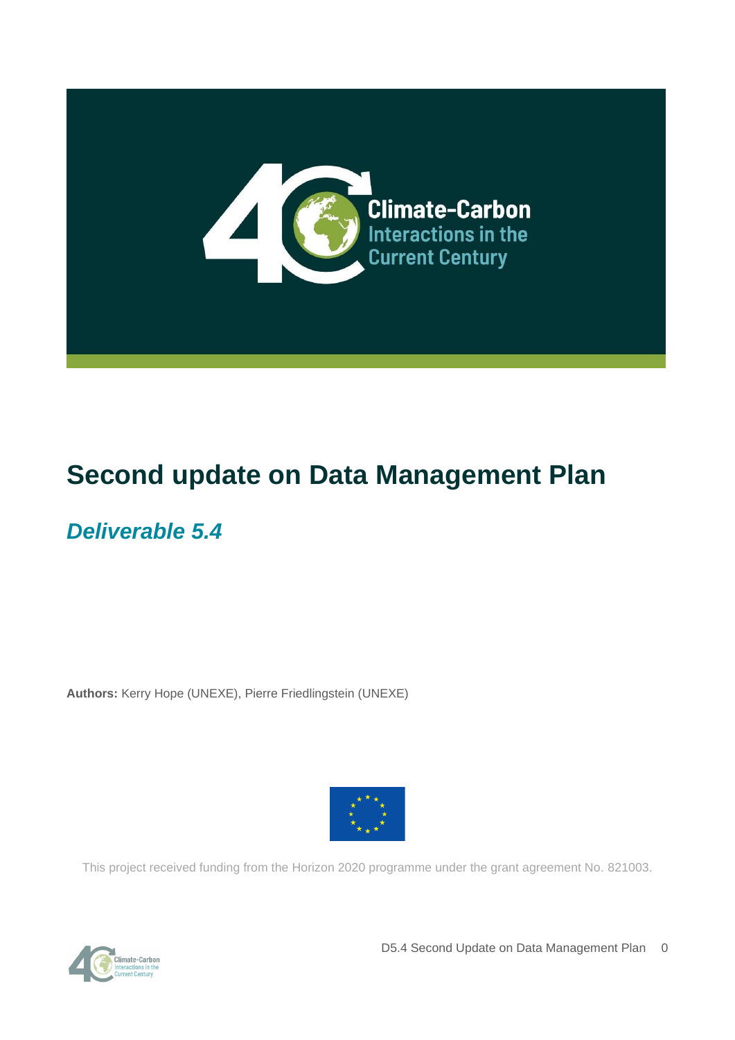# Second update on Data Management Plan

## *Deliverable 5.4*

**Authors:** Kerry Hope (UNEXE), Pierre Friedlingstein (UNEXE)

This project received funding from the Horizon 2020 programme under the grant agreement No. 821003.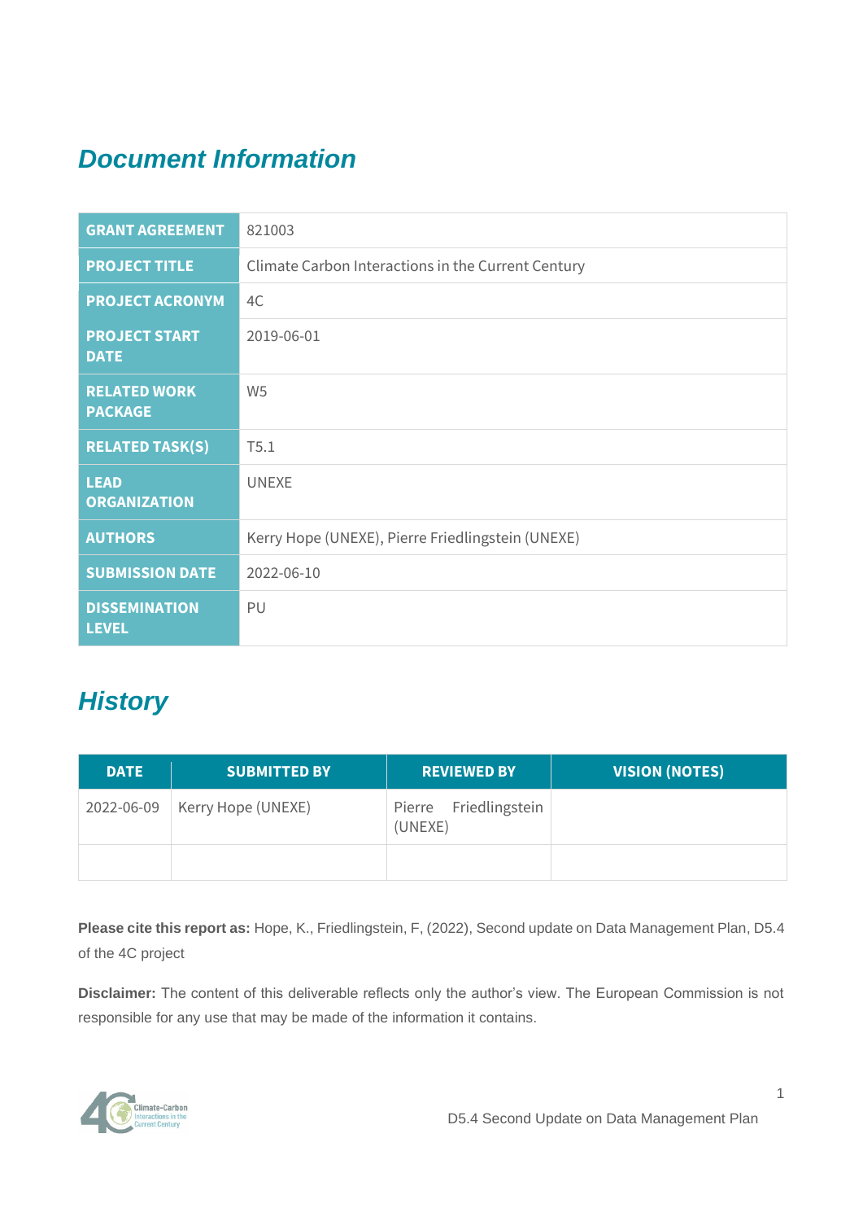## Document Information

| | |
|---|---|
| **GRANT AGREEMENT** | 821003 |
| **PROJECT TITLE** | Climate Carbon Interactions in the Current Century |
| **PROJECT ACRONYM** | 4C |
| **PROJECT START DATE** | 2019-06-01 |
| **RELATED WORK PACKAGE** | W5 |
| **RELATED TASK(S)** | T5.1 |
| **LEAD ORGANIZATION** | UNEXE |
| **AUTHORS** | Kerry Hope (UNEXE), Pierre Friedlingstein (UNEXE) |
| **SUBMISSION DATE** | 2022-06-10 |
| **DISSEMINATION LEVEL** | PU |

## History

| DATE | SUBMITTED BY | REVIEWED BY | VISION (NOTES) |
|---|---|---|---|
| 2022-06-09 | Kerry Hope (UNEXE) | Pierre Friedlingstein (UNEXE) | |
| | | | |

**Please cite this report as:** Hope, K., Friedlingstein, F, (2022), Second update on Data Management Plan, D5.4 of the 4C project

**Disclaimer:** The content of this deliverable reflects only the author's view. The European Commission is not responsible for any use that may be made of the information it contains.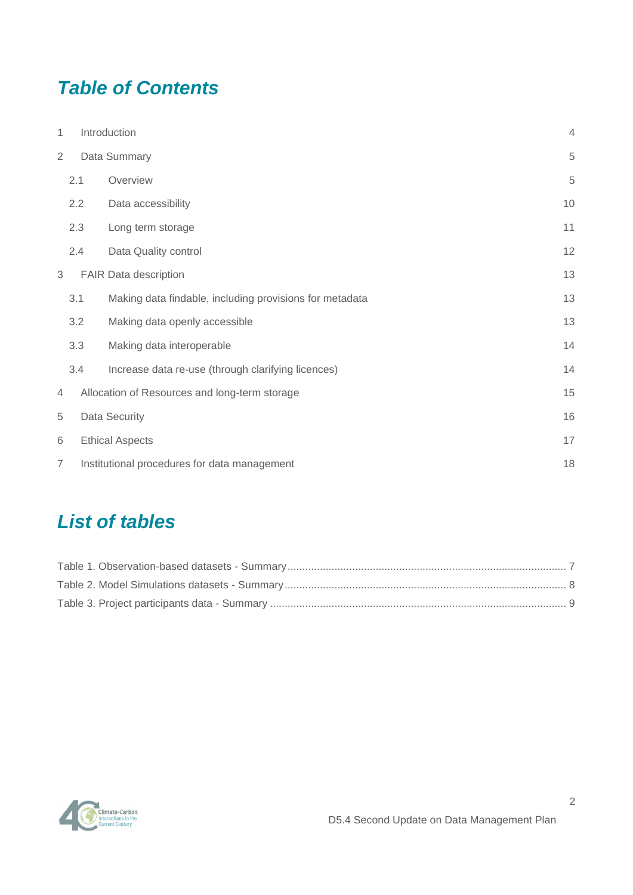# *Table of Contents*

| | | |
|---|---|---|
| 1 | Introduction | 4 |
| 2 | Data Summary | 5 |
| 2.1 | Overview | 5 |
| 2.2 | Data accessibility | 10 |
| 2.3 | Long term storage | 11 |
| 2.4 | Data Quality control | 12 |
| 3 | FAIR Data description | 13 |
| 3.1 | Making data findable, including provisions for metadata | 13 |
| 3.2 | Making data openly accessible | 13 |
| 3.3 | Making data interoperable | 14 |
| 3.4 | Increase data re-use (through clarifying licences) | 14 |
| 4 | Allocation of Resources and long-term storage | 15 |
| 5 | Data Security | 16 |
| 6 | Ethical Aspects | 17 |
| 7 | Institutional procedures for data management | 18 |

# *List of tables*

Table 1. Observation-based datasets - Summary ........ 7

Table 2. Model Simulations datasets - Summary ........ 8

Table 3. Project participants data - Summary ........ 9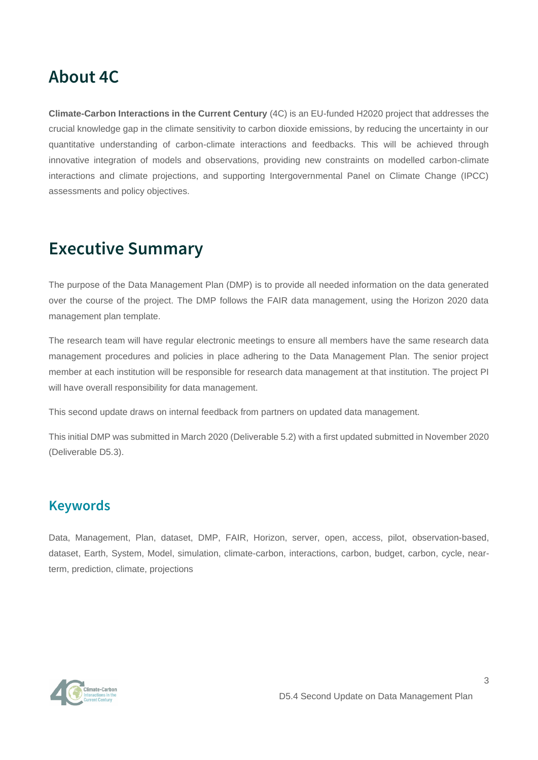## About 4C

**Climate-Carbon Interactions in the Current Century** (4C) is an EU-funded H2020 project that addresses the crucial knowledge gap in the climate sensitivity to carbon dioxide emissions, by reducing the uncertainty in our quantitative understanding of carbon-climate interactions and feedbacks. This will be achieved through innovative integration of models and observations, providing new constraints on modelled carbon-climate interactions and climate projections, and supporting Intergovernmental Panel on Climate Change (IPCC) assessments and policy objectives.

## Executive Summary

The purpose of the Data Management Plan (DMP) is to provide all needed information on the data generated over the course of the project. The DMP follows the FAIR data management, using the Horizon 2020 data management plan template.

The research team will have regular electronic meetings to ensure all members have the same research data management procedures and policies in place adhering to the Data Management Plan. The senior project member at each institution will be responsible for research data management at that institution. The project PI will have overall responsibility for data management.

This second update draws on internal feedback from partners on updated data management.

This initial DMP was submitted in March 2020 (Deliverable 5.2) with a first updated submitted in November 2020 (Deliverable D5.3).

### Keywords

Data, Management, Plan, dataset, DMP, FAIR, Horizon, server, open, access, pilot, observation-based, dataset, Earth, System, Model, simulation, climate-carbon, interactions, carbon, budget, carbon, cycle, near-term, prediction, climate, projections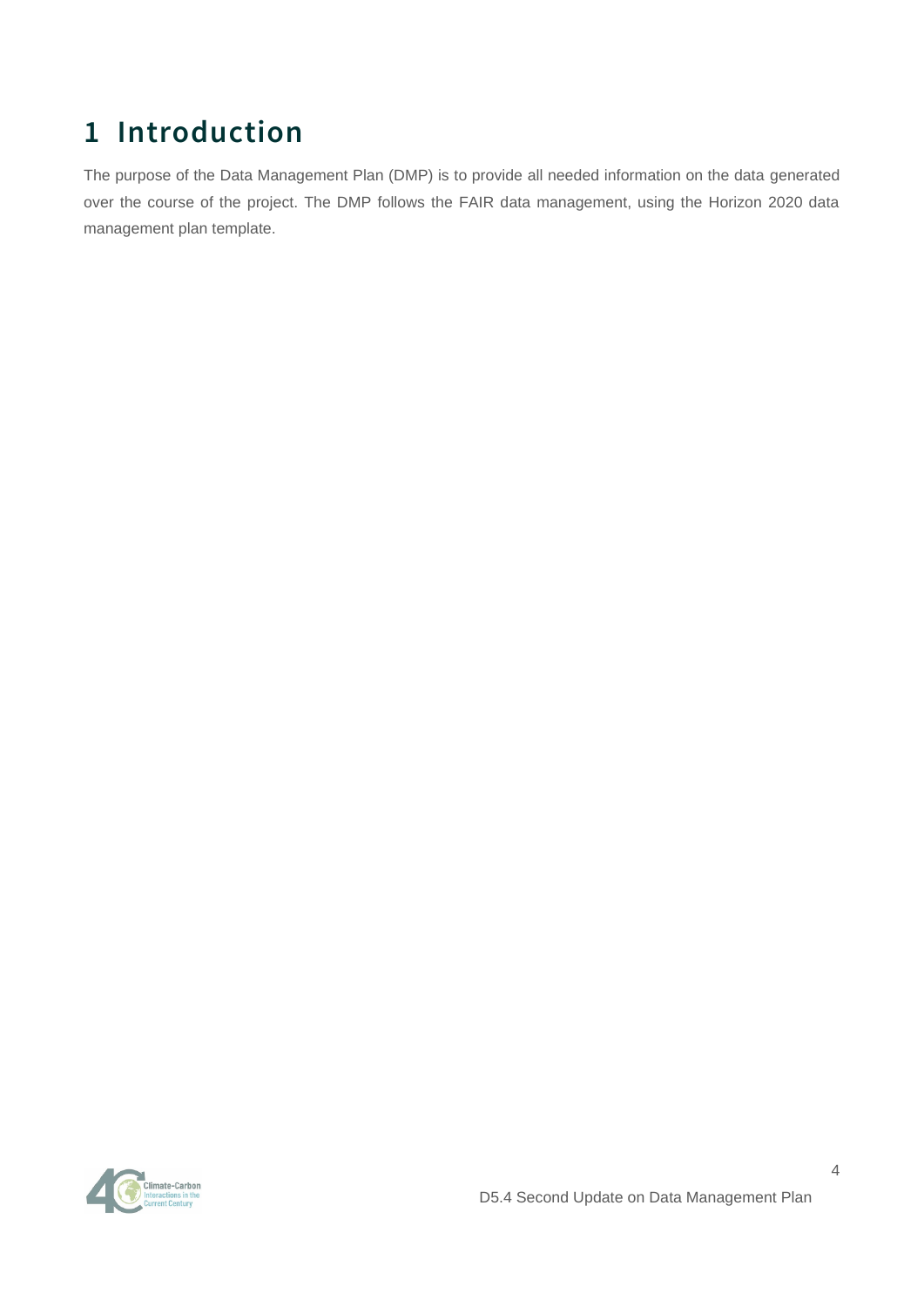# 1 Introduction

The purpose of the Data Management Plan (DMP) is to provide all needed information on the data generated over the course of the project. The DMP follows the FAIR data management, using the Horizon 2020 data management plan template.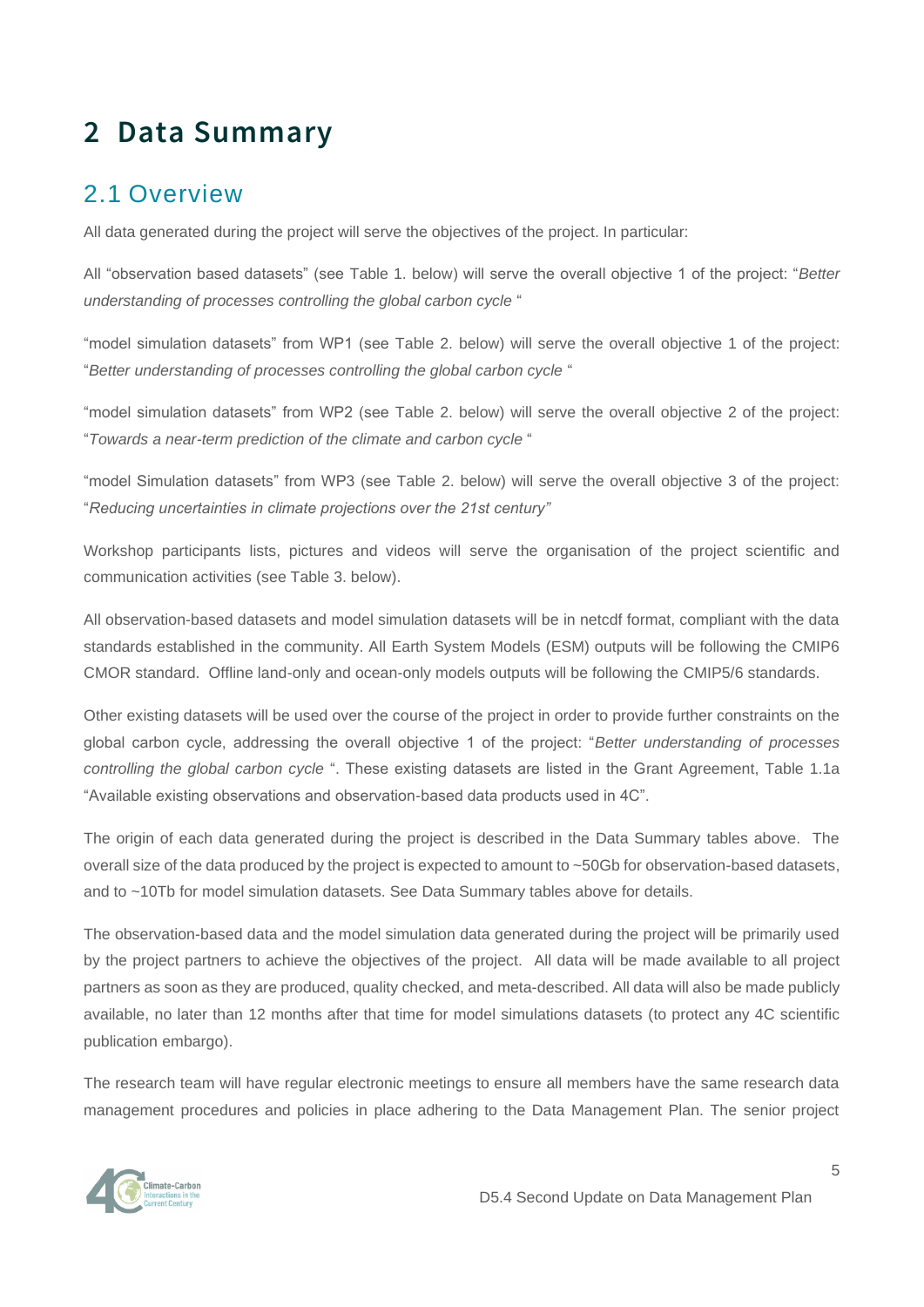# 2 Data Summary

## 2.1 Overview

All data generated during the project will serve the objectives of the project. In particular:

All "observation based datasets" (see Table 1. below) will serve the overall objective 1 of the project: "*Better understanding of processes controlling the global carbon cycle* "

"model simulation datasets" from WP1 (see Table 2. below) will serve the overall objective 1 of the project: "*Better understanding of processes controlling the global carbon cycle* "

"model simulation datasets" from WP2 (see Table 2. below) will serve the overall objective 2 of the project: "*Towards a near-term prediction of the climate and carbon cycle* "

"model Simulation datasets" from WP3 (see Table 2. below) will serve the overall objective 3 of the project: "*Reducing uncertainties in climate projections over the 21st century"*

Workshop participants lists, pictures and videos will serve the organisation of the project scientific and communication activities (see Table 3. below).

All observation-based datasets and model simulation datasets will be in netcdf format, compliant with the data standards established in the community. All Earth System Models (ESM) outputs will be following the CMIP6 CMOR standard. Offline land-only and ocean-only models outputs will be following the CMIP5/6 standards.

Other existing datasets will be used over the course of the project in order to provide further constraints on the global carbon cycle, addressing the overall objective 1 of the project: "*Better understanding of processes controlling the global carbon cycle* ". These existing datasets are listed in the Grant Agreement, Table 1.1a "Available existing observations and observation-based data products used in 4C".

The origin of each data generated during the project is described in the Data Summary tables above. The overall size of the data produced by the project is expected to amount to ~50Gb for observation-based datasets, and to ~10Tb for model simulation datasets. See Data Summary tables above for details.

The observation-based data and the model simulation data generated during the project will be primarily used by the project partners to achieve the objectives of the project. All data will be made available to all project partners as soon as they are produced, quality checked, and meta-described. All data will also be made publicly available, no later than 12 months after that time for model simulations datasets (to protect any 4C scientific publication embargo).

The research team will have regular electronic meetings to ensure all members have the same research data management procedures and policies in place adhering to the Data Management Plan. The senior project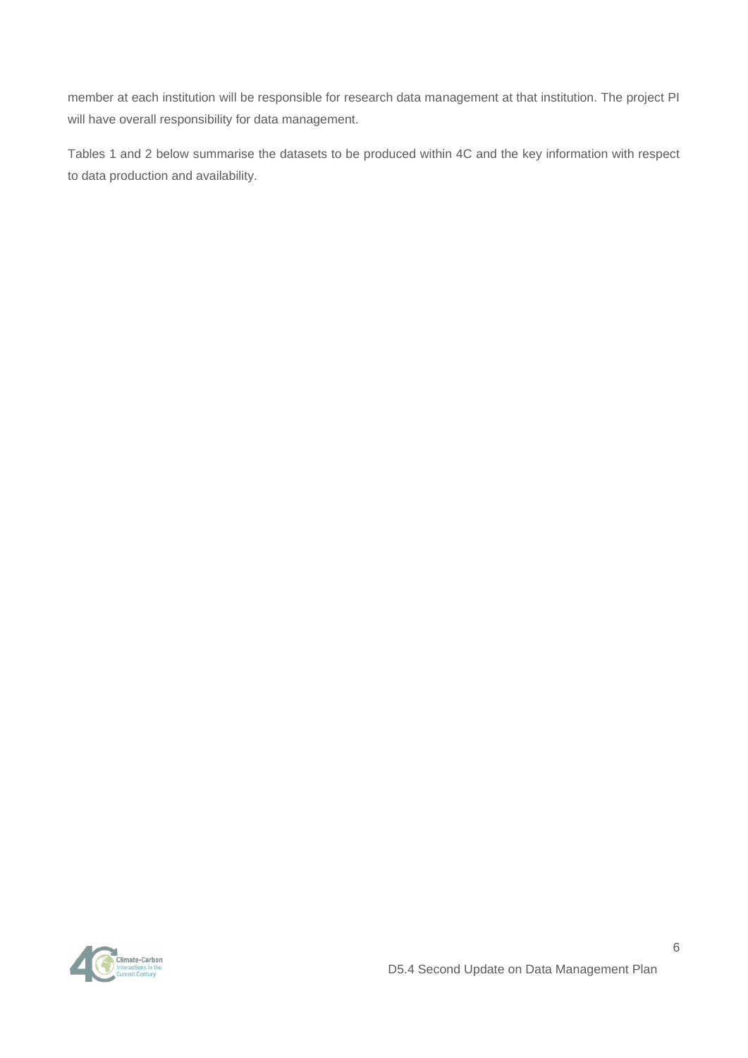member at each institution will be responsible for research data management at that institution. The project PI will have overall responsibility for data management.

Tables 1 and 2 below summarise the datasets to be produced within 4C and the key information with respect to data production and availability.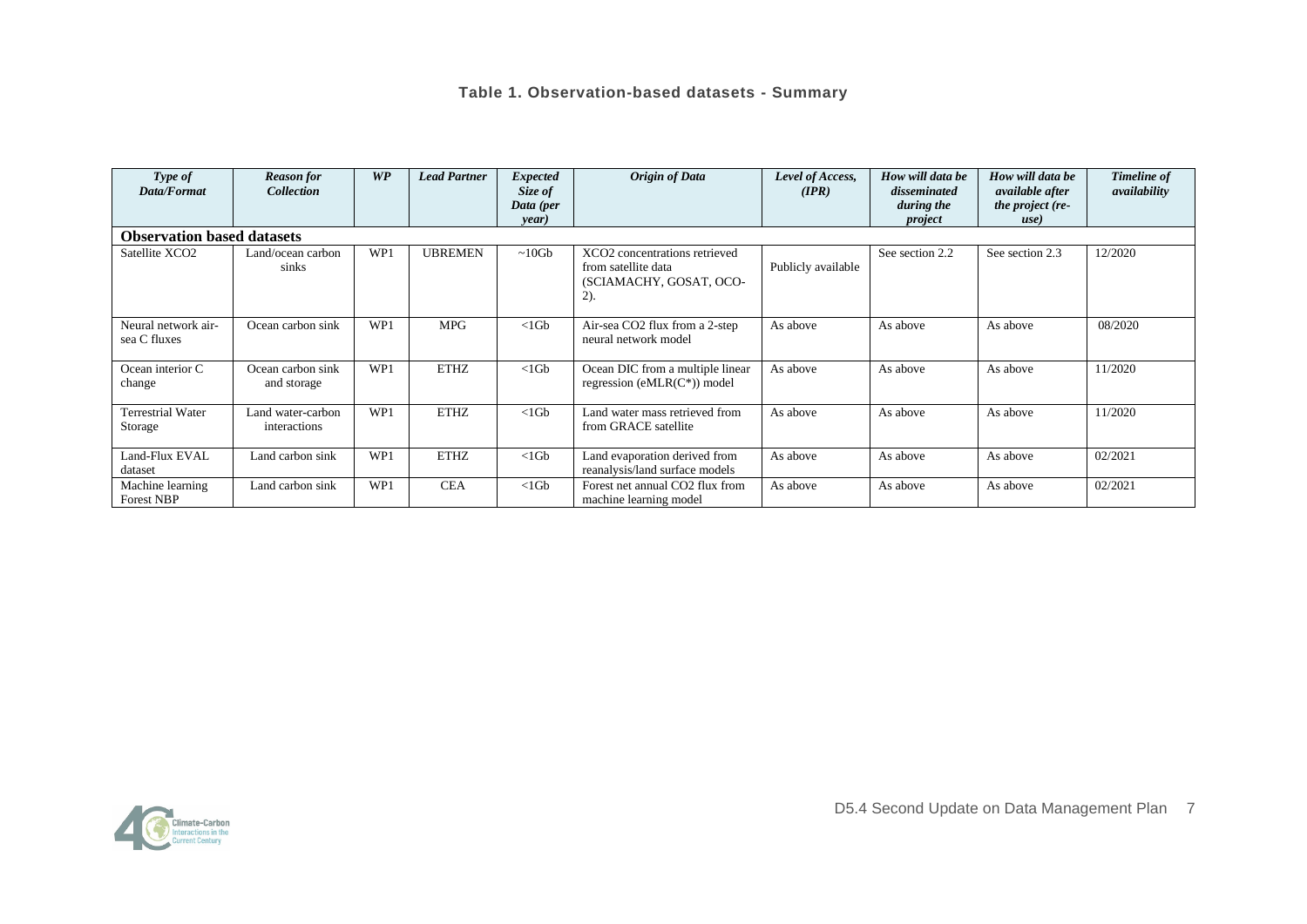**Table 1. Observation-based datasets - Summary**

| *Type of Data/Format* | *Reason for Collection* | *WP* | *Lead Partner* | *Expected Size of Data (per year)* | *Origin of Data* | *Level of Access, (IPR)* | *How will data be disseminated during the project* | *How will data be available after the project (re-use)* | *Timeline of availability* |
|---|---|---|---|---|---|---|---|---|---|
| **Observation based datasets** | | | | | | | | | |
| Satellite $XCO_2$ | Land/ocean carbon sinks | WP1 | UBREMEN | ~10Gb | $XCO_2$ concentrations retrieved from satellite data (SCIAMACHY, GOSAT, OCO-2). | Publicly available | See section 2.2 | See section 2.3 | 12/2020 |
| Neural network air-sea C fluxes | Ocean carbon sink | WP1 | MPG | <1Gb | Air-sea $CO_2$ flux from a 2-step neural network model | As above | As above | As above | 08/2020 |
| Ocean interior C change | Ocean carbon sink and storage | WP1 | ETHZ | <1Gb | Ocean DIC from a multiple linear regression (eMLR(C*)) model | As above | As above | As above | 11/2020 |
| Terrestrial Water Storage | Land water-carbon interactions | WP1 | ETHZ | <1Gb | Land water mass retrieved from from GRACE satellite | As above | As above | As above | 11/2020 |
| Land-Flux EVAL dataset | Land carbon sink | WP1 | ETHZ | <1Gb | Land evaporation derived from reanalysis/land surface models | As above | As above | As above | 02/2021 |
| Machine learning Forest NBP | Land carbon sink | WP1 | CEA | <1Gb | Forest net annual $CO_2$ flux from machine learning model | As above | As above | As above | 02/2021 |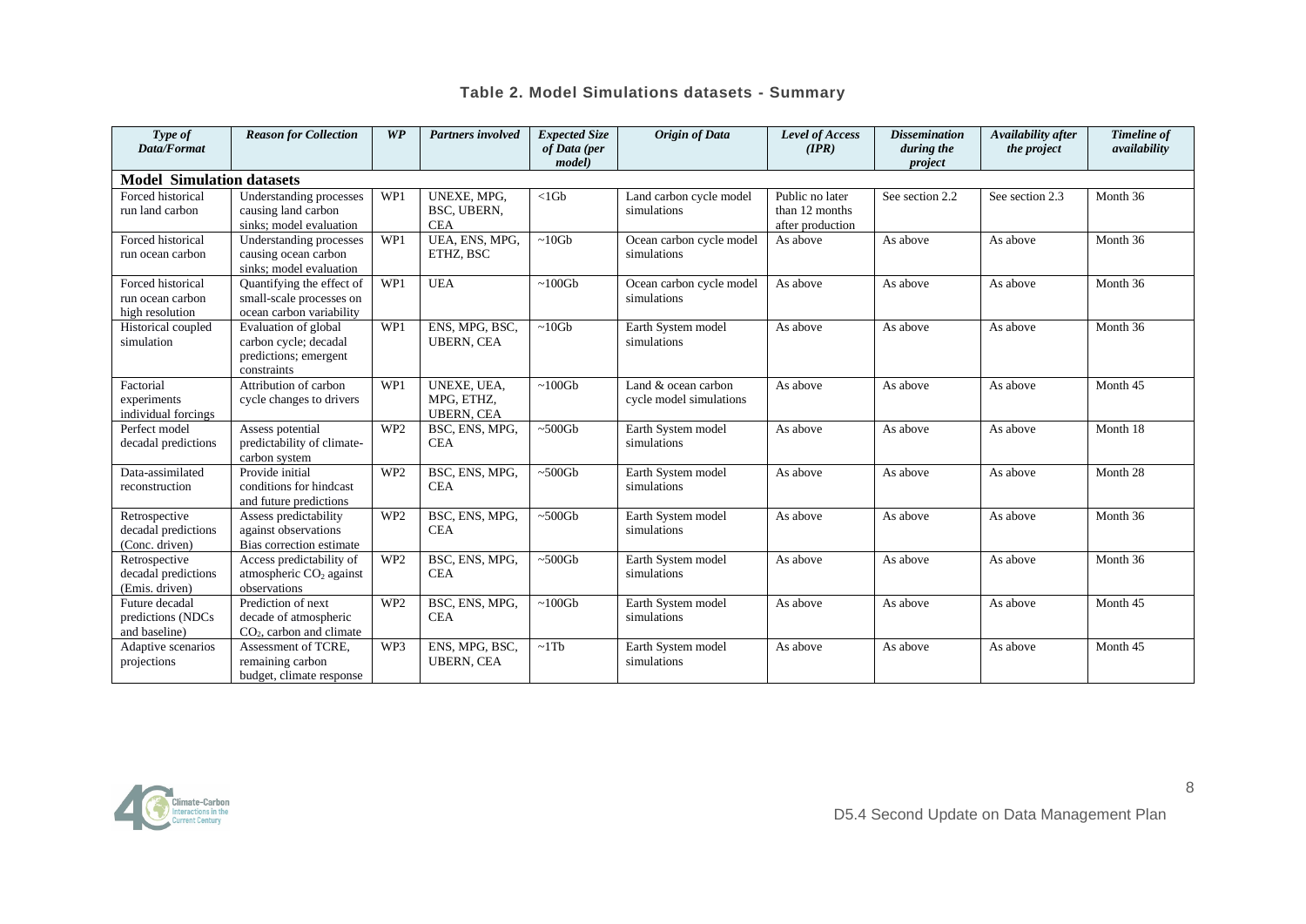**Table 2. Model Simulations datasets - Summary**

| *Type of Data/Format* | *Reason for Collection* | *WP* | *Partners involved* | *Expected Size of Data (per model)* | *Origin of Data* | *Level of Access (IPR)* | *Dissemination during the project* | *Availability after the project* | *Timeline of availability* |
|---|---|---|---|---|---|---|---|---|---|
| **Model Simulation datasets** | | | | | | | | | |
| Forced historical run land carbon | Understanding processes causing land carbon sinks; model evaluation | WP1 | UNEXE, MPG, BSC, UBERN, CEA | <1Gb | Land carbon cycle model simulations | Public no later than 12 months after production | See section 2.2 | See section 2.3 | Month 36 |
| Forced historical run ocean carbon | Understanding processes causing ocean carbon sinks; model evaluation | WP1 | UEA, ENS, MPG, ETHZ, BSC | ~10Gb | Ocean carbon cycle model simulations | As above | As above | As above | Month 36 |
| Forced historical run ocean carbon high resolution | Quantifying the effect of small-scale processes on ocean carbon variability | WP1 | UEA | ~100Gb | Ocean carbon cycle model simulations | As above | As above | As above | Month 36 |
| Historical coupled simulation | Evaluation of global carbon cycle; decadal predictions; emergent constraints | WP1 | ENS, MPG, BSC, UBERN, CEA | ~10Gb | Earth System model simulations | As above | As above | As above | Month 36 |
| Factorial experiments individual forcings | Attribution of carbon cycle changes to drivers | WP1 | UNEXE, UEA, MPG, ETHZ, UBERN, CEA | ~100Gb | Land & ocean carbon cycle model simulations | As above | As above | As above | Month 45 |
| Perfect model decadal predictions | Assess potential predictability of climate-carbon system | WP2 | BSC, ENS, MPG, CEA | ~500Gb | Earth System model simulations | As above | As above | As above | Month 18 |
| Data-assimilated reconstruction | Provide initial conditions for hindcast and future predictions | WP2 | BSC, ENS, MPG, CEA | ~500Gb | Earth System model simulations | As above | As above | As above | Month 28 |
| Retrospective decadal predictions (Conc. driven) | Assess predictability against observations Bias correction estimate | WP2 | BSC, ENS, MPG, CEA | ~500Gb | Earth System model simulations | As above | As above | As above | Month 36 |
| Retrospective decadal predictions (Emis. driven) | Access predictability of atmospheric $CO_2$ against observations | WP2 | BSC, ENS, MPG, CEA | ~500Gb | Earth System model simulations | As above | As above | As above | Month 36 |
| Future decadal predictions (NDCs and baseline) | Prediction of next decade of atmospheric $CO_2$, carbon and climate | WP2 | BSC, ENS, MPG, CEA | ~100Gb | Earth System model simulations | As above | As above | As above | Month 45 |
| Adaptive scenarios projections | Assessment of TCRE, remaining carbon budget, climate response | WP3 | ENS, MPG, BSC, UBERN, CEA | ~1Tb | Earth System model simulations | As above | As above | As above | Month 45 |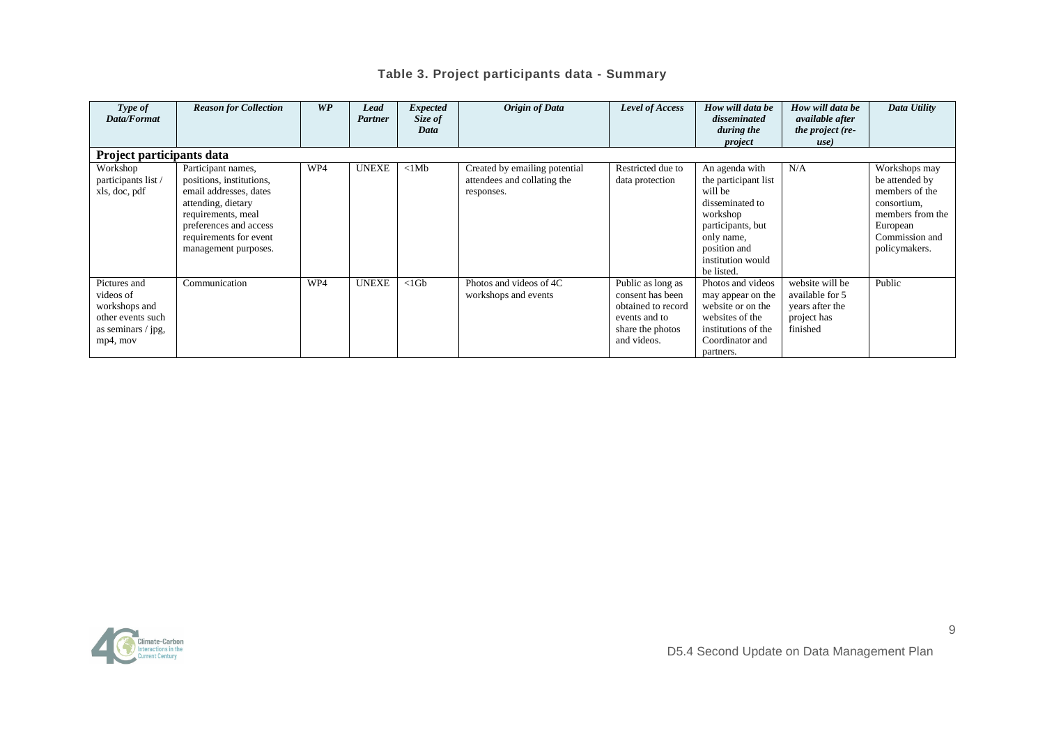**Table 3. Project participants data - Summary**

| *Type of Data/Format* | *Reason for Collection* | *WP* | *Lead Partner* | *Expected Size of Data* | *Origin of Data* | *Level of Access* | *How will data be disseminated during the project* | *How will data be available after the project (re-use)* | *Data Utility* |
|---|---|---|---|---|---|---|---|---|---|
| **Project participants data** | | | | | | | | | |
| Workshop participants list / xls, doc, pdf | Participant names, positions, institutions, email addresses, dates attending, dietary requirements, meal preferences and access requirements for event management purposes. | WP4 | UNEXE | <1Mb | Created by emailing potential attendees and collating the responses. | Restricted due to data protection | An agenda with the participant list will be disseminated to workshop participants, but only name, position and institution would be listed. | N/A | Workshops may be attended by members of the consortium, members from the European Commission and policymakers. |
| Pictures and videos of workshops and other events such as seminars / jpg, mp4, mov | Communication | WP4 | UNEXE | <1Gb | Photos and videos of 4C workshops and events | Public as long as consent has been obtained to record events and to share the photos and videos. | Photos and videos may appear on the website or on the websites of the institutions of the Coordinator and partners. | website will be available for 5 years after the project has finished | Public |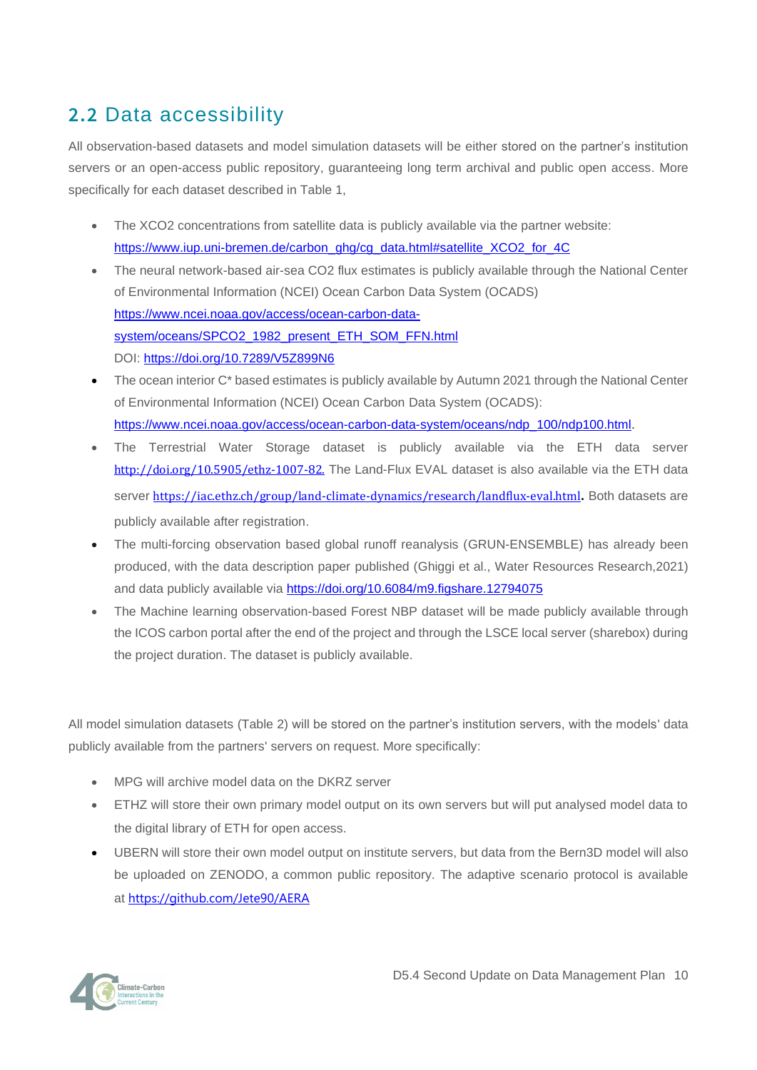## 2.2 Data accessibility

All observation-based datasets and model simulation datasets will be either stored on the partner's institution servers or an open-access public repository, guaranteeing long term archival and public open access. More specifically for each dataset described in Table 1,

- The XCO2 concentrations from satellite data is publicly available via the partner website: https://www.iup.uni-bremen.de/carbon_ghg/cg_data.html#satellite_XCO2_for_4C
- The neural network-based air-sea CO2 flux estimates is publicly available through the National Center of Environmental Information (NCEI) Ocean Carbon Data System (OCADS) https://www.ncei.noaa.gov/access/ocean-carbon-data-system/oceans/SPCO2_1982_present_ETH_SOM_FFN.html
  DOI: https://doi.org/10.7289/V5Z899N6
- The ocean interior C* based estimates is publicly available by Autumn 2021 through the National Center of Environmental Information (NCEI) Ocean Carbon Data System (OCADS): https://www.ncei.noaa.gov/access/ocean-carbon-data-system/oceans/ndp_100/ndp100.html.
- The Terrestrial Water Storage dataset is publicly available via the ETH data server http://doi.org/10.5905/ethz-1007-82. The Land-Flux EVAL dataset is also available via the ETH data server https://iac.ethz.ch/group/land-climate-dynamics/research/landflux-eval.html**.** Both datasets are publicly available after registration.
- The multi-forcing observation based global runoff reanalysis (GRUN-ENSEMBLE) has already been produced, with the data description paper published (Ghiggi et al., Water Resources Research,2021) and data publicly available via https://doi.org/10.6084/m9.figshare.12794075
- The Machine learning observation-based Forest NBP dataset will be made publicly available through the ICOS carbon portal after the end of the project and through the LSCE local server (sharebox) during the project duration. The dataset is publicly available.

All model simulation datasets (Table 2) will be stored on the partner's institution servers, with the models' data publicly available from the partners' servers on request. More specifically:

- MPG will archive model data on the DKRZ server
- ETHZ will store their own primary model output on its own servers but will put analysed model data to the digital library of ETH for open access.
- UBERN will store their own model output on institute servers, but data from the Bern3D model will also be uploaded on ZENODO, a common public repository. The adaptive scenario protocol is available at https://github.com/Jete90/AERA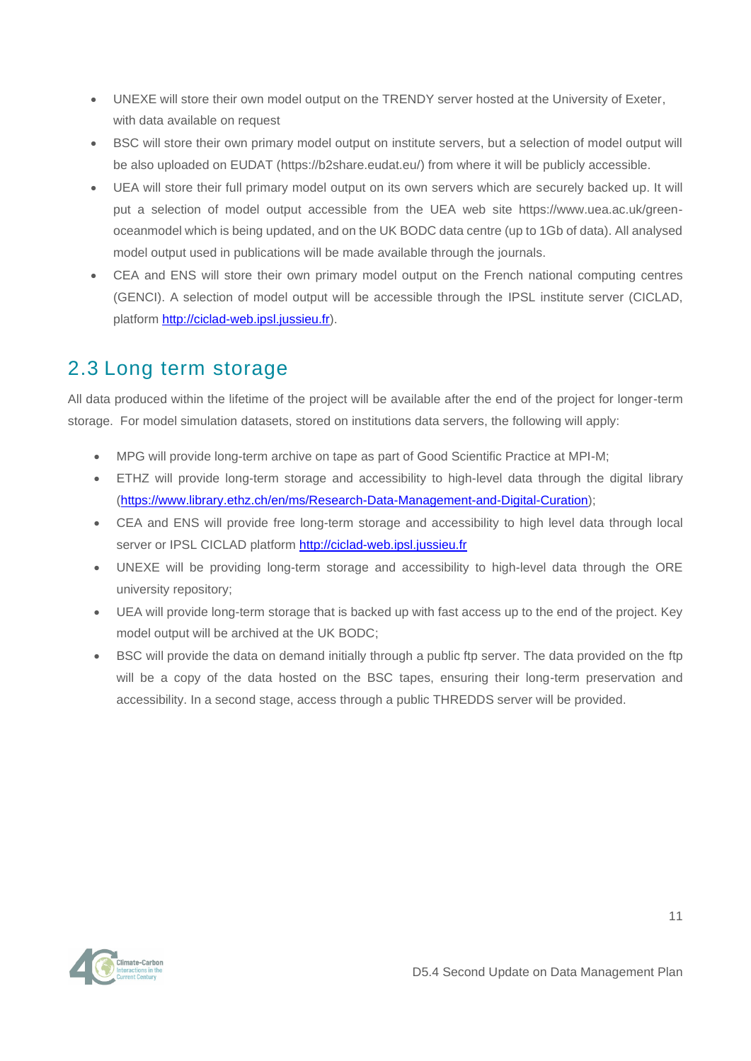- UNEXE will store their own model output on the TRENDY server hosted at the University of Exeter, with data available on request
- BSC will store their own primary model output on institute servers, but a selection of model output will be also uploaded on EUDAT (https://b2share.eudat.eu/) from where it will be publicly accessible.
- UEA will store their full primary model output on its own servers which are securely backed up. It will put a selection of model output accessible from the UEA web site https://www.uea.ac.uk/green-oceanmodel which is being updated, and on the UK BODC data centre (up to 1Gb of data). All analysed model output used in publications will be made available through the journals.
- CEA and ENS will store their own primary model output on the French national computing centres (GENCI). A selection of model output will be accessible through the IPSL institute server (CICLAD, platform http://ciclad-web.ipsl.jussieu.fr).

## 2.3 Long term storage

All data produced within the lifetime of the project will be available after the end of the project for longer-term storage. For model simulation datasets, stored on institutions data servers, the following will apply:

- MPG will provide long-term archive on tape as part of Good Scientific Practice at MPI-M;
- ETHZ will provide long-term storage and accessibility to high-level data through the digital library (https://www.library.ethz.ch/en/ms/Research-Data-Management-and-Digital-Curation);
- CEA and ENS will provide free long-term storage and accessibility to high level data through local server or IPSL CICLAD platform http://ciclad-web.ipsl.jussieu.fr
- UNEXE will be providing long-term storage and accessibility to high-level data through the ORE university repository;
- UEA will provide long-term storage that is backed up with fast access up to the end of the project. Key model output will be archived at the UK BODC;
- BSC will provide the data on demand initially through a public ftp server. The data provided on the ftp will be a copy of the data hosted on the BSC tapes, ensuring their long-term preservation and accessibility. In a second stage, access through a public THREDDS server will be provided.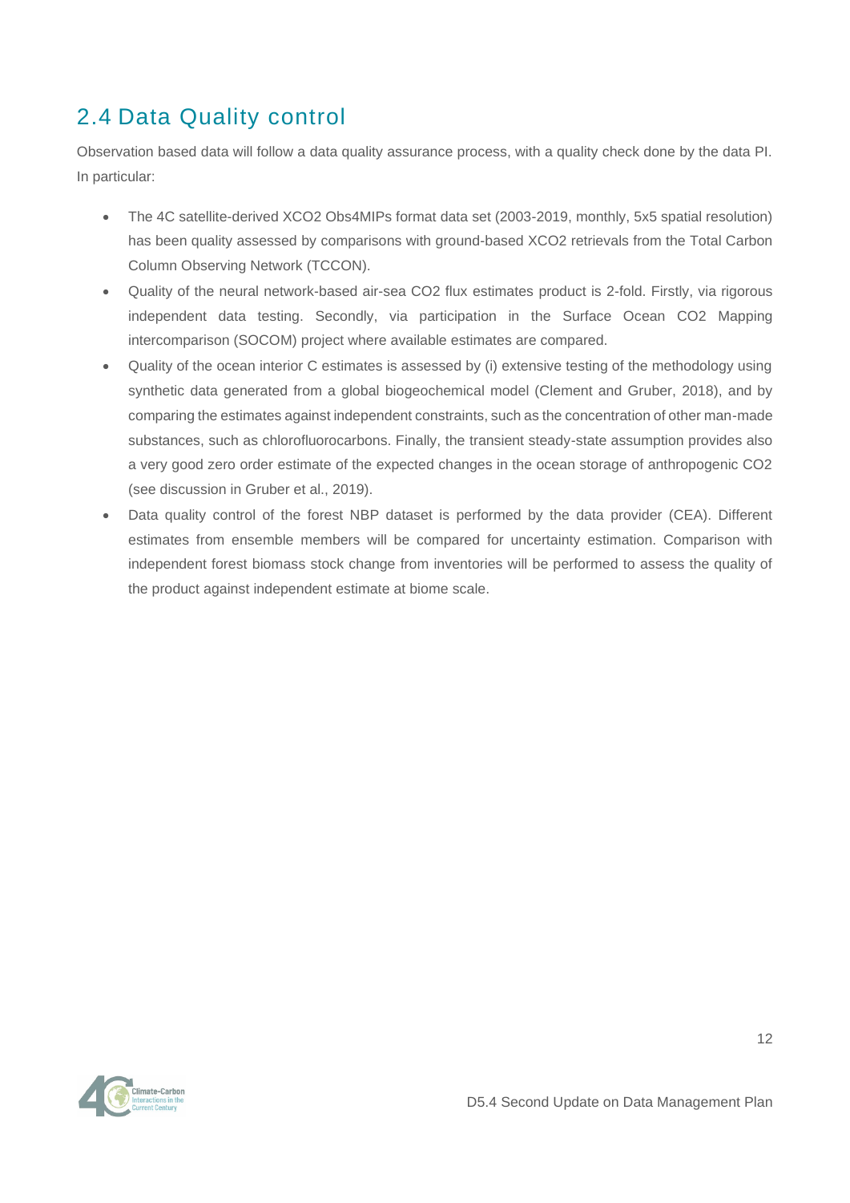## 2.4 Data Quality control

Observation based data will follow a data quality assurance process, with a quality check done by the data PI. In particular:

- The 4C satellite-derived XCO2 Obs4MIPs format data set (2003-2019, monthly, 5x5 spatial resolution) has been quality assessed by comparisons with ground-based XCO2 retrievals from the Total Carbon Column Observing Network (TCCON).
- Quality of the neural network-based air-sea CO2 flux estimates product is 2-fold. Firstly, via rigorous independent data testing. Secondly, via participation in the Surface Ocean CO2 Mapping intercomparison (SOCOM) project where available estimates are compared.
- Quality of the ocean interior C estimates is assessed by (i) extensive testing of the methodology using synthetic data generated from a global biogeochemical model (Clement and Gruber, 2018), and by comparing the estimates against independent constraints, such as the concentration of other man-made substances, such as chlorofluorocarbons. Finally, the transient steady-state assumption provides also a very good zero order estimate of the expected changes in the ocean storage of anthropogenic CO2 (see discussion in Gruber et al., 2019).
- Data quality control of the forest NBP dataset is performed by the data provider (CEA). Different estimates from ensemble members will be compared for uncertainty estimation. Comparison with independent forest biomass stock change from inventories will be performed to assess the quality of the product against independent estimate at biome scale.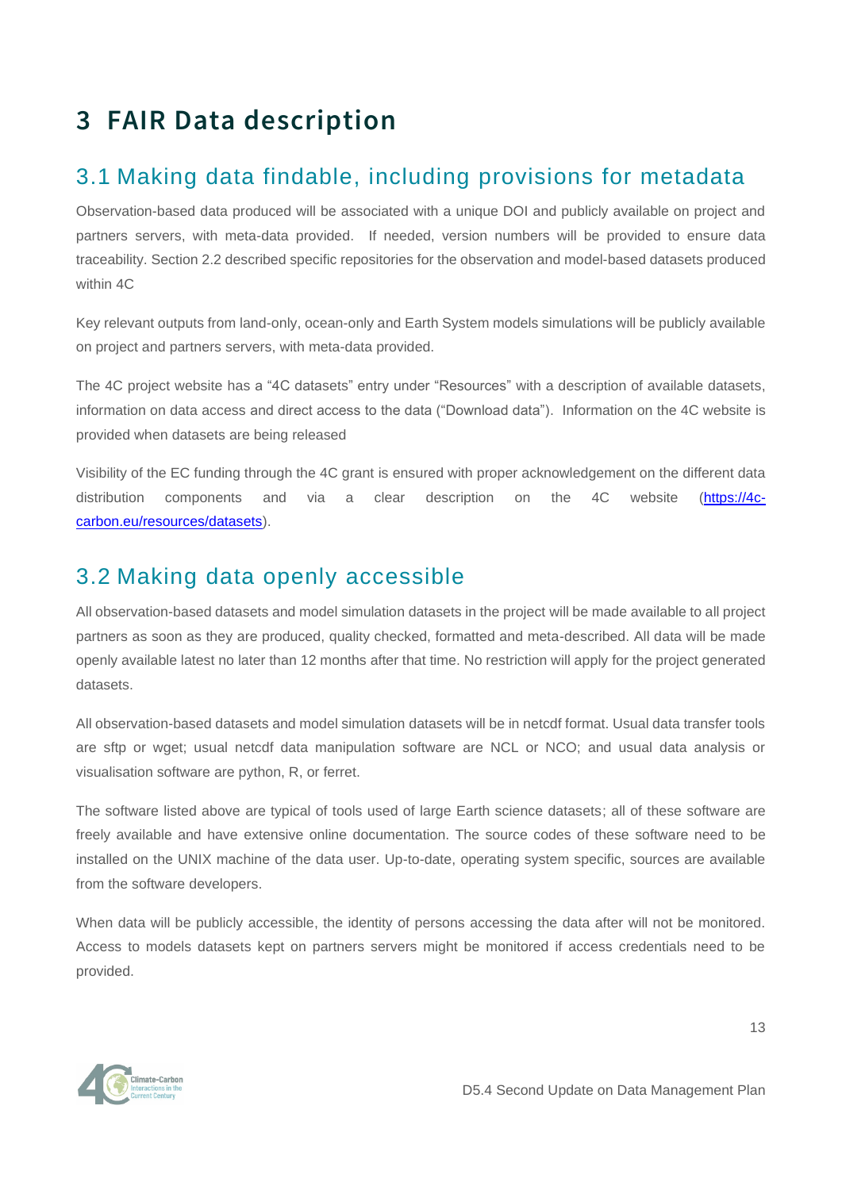# 3 FAIR Data description

## 3.1 Making data findable, including provisions for metadata

Observation-based data produced will be associated with a unique DOI and publicly available on project and partners servers, with meta-data provided. If needed, version numbers will be provided to ensure data traceability. Section 2.2 described specific repositories for the observation and model-based datasets produced within 4C

Key relevant outputs from land-only, ocean-only and Earth System models simulations will be publicly available on project and partners servers, with meta-data provided.

The 4C project website has a "4C datasets" entry under "Resources" with a description of available datasets, information on data access and direct access to the data ("Download data"). Information on the 4C website is provided when datasets are being released

Visibility of the EC funding through the 4C grant is ensured with proper acknowledgement on the different data distribution components and via a clear description on the 4C website (https://4c-carbon.eu/resources/datasets).

## 3.2 Making data openly accessible

All observation-based datasets and model simulation datasets in the project will be made available to all project partners as soon as they are produced, quality checked, formatted and meta-described. All data will be made openly available latest no later than 12 months after that time. No restriction will apply for the project generated datasets.

All observation-based datasets and model simulation datasets will be in netcdf format. Usual data transfer tools are sftp or wget; usual netcdf data manipulation software are NCL or NCO; and usual data analysis or visualisation software are python, R, or ferret.

The software listed above are typical of tools used of large Earth science datasets; all of these software are freely available and have extensive online documentation. The source codes of these software need to be installed on the UNIX machine of the data user. Up-to-date, operating system specific, sources are available from the software developers.

When data will be publicly accessible, the identity of persons accessing the data after will not be monitored. Access to models datasets kept on partners servers might be monitored if access credentials need to be provided.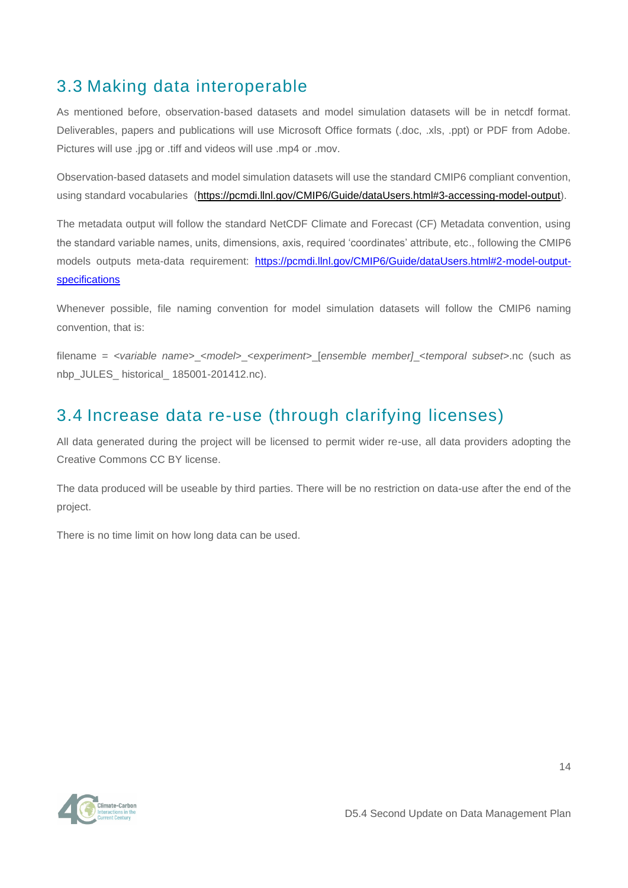## 3.3 Making data interoperable

As mentioned before, observation-based datasets and model simulation datasets will be in netcdf format. Deliverables, papers and publications will use Microsoft Office formats (.doc, .xls, .ppt) or PDF from Adobe. Pictures will use .jpg or .tiff and videos will use .mp4 or .mov.

Observation-based datasets and model simulation datasets will use the standard CMIP6 compliant convention, using standard vocabularies (https://pcmdi.llnl.gov/CMIP6/Guide/dataUsers.html#3-accessing-model-output).

The metadata output will follow the standard NetCDF Climate and Forecast (CF) Metadata convention, using the standard variable names, units, dimensions, axis, required 'coordinates' attribute, etc., following the CMIP6 models outputs meta-data requirement: https://pcmdi.llnl.gov/CMIP6/Guide/dataUsers.html#2-model-output-specifications

Whenever possible, file naming convention for model simulation datasets will follow the CMIP6 naming convention, that is:

filename = <*variable name*>_<*model*>_<*experiment*>_[*ensemble member]*_<*temporal subset*>.nc (such as nbp_JULES_ historical_ 185001-201412.nc).

## 3.4 Increase data re-use (through clarifying licenses)

All data generated during the project will be licensed to permit wider re-use, all data providers adopting the Creative Commons CC BY license.

The data produced will be useable by third parties. There will be no restriction on data-use after the end of the project.

There is no time limit on how long data can be used.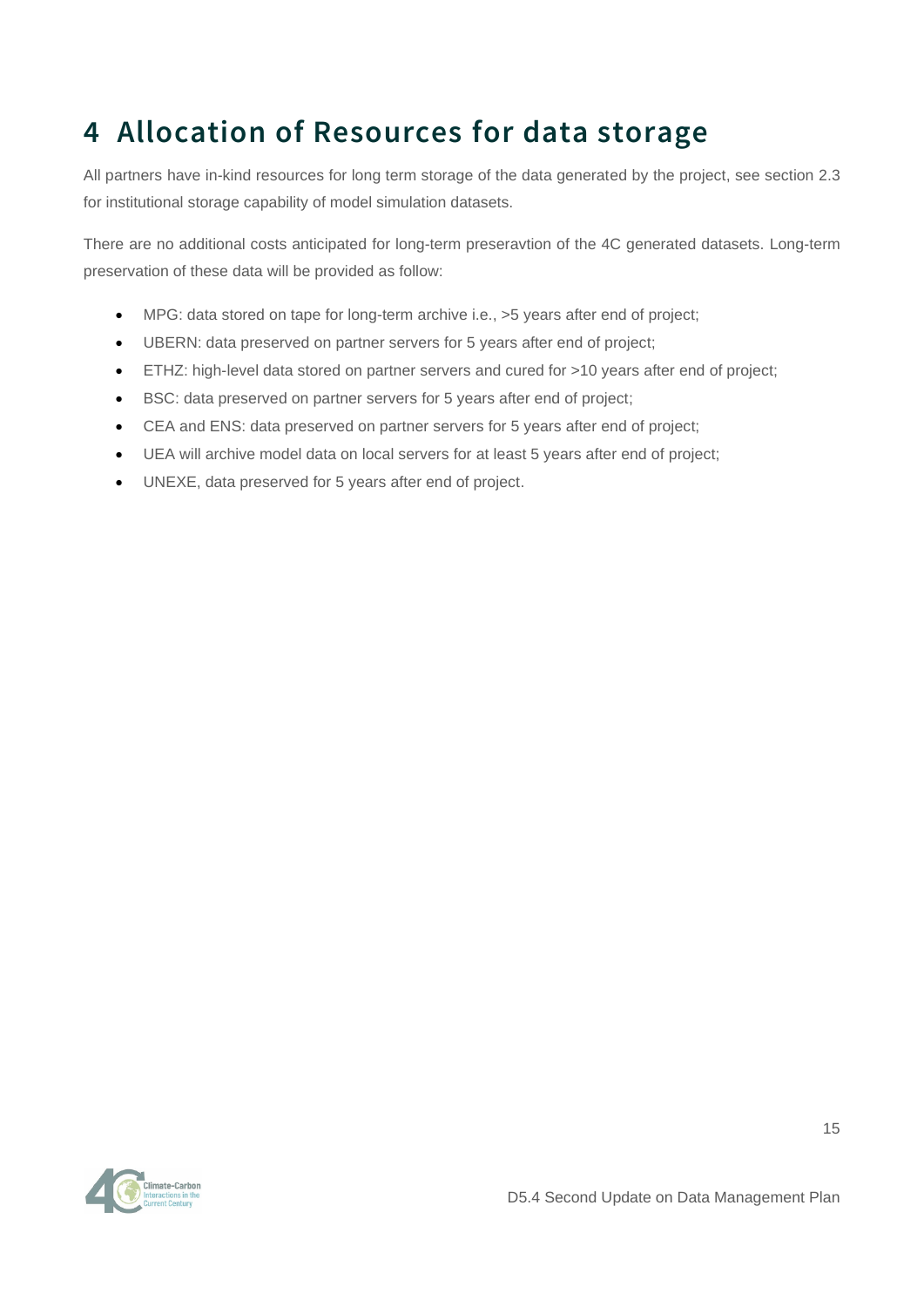# 4 Allocation of Resources for data storage

All partners have in-kind resources for long term storage of the data generated by the project, see section 2.3 for institutional storage capability of model simulation datasets.

There are no additional costs anticipated for long-term preseravtion of the 4C generated datasets. Long-term preservation of these data will be provided as follow:

- MPG: data stored on tape for long-term archive i.e., >5 years after end of project;
- UBERN: data preserved on partner servers for 5 years after end of project;
- ETHZ: high-level data stored on partner servers and cured for >10 years after end of project;
- BSC: data preserved on partner servers for 5 years after end of project;
- CEA and ENS: data preserved on partner servers for 5 years after end of project;
- UEA will archive model data on local servers for at least 5 years after end of project;
- UNEXE, data preserved for 5 years after end of project.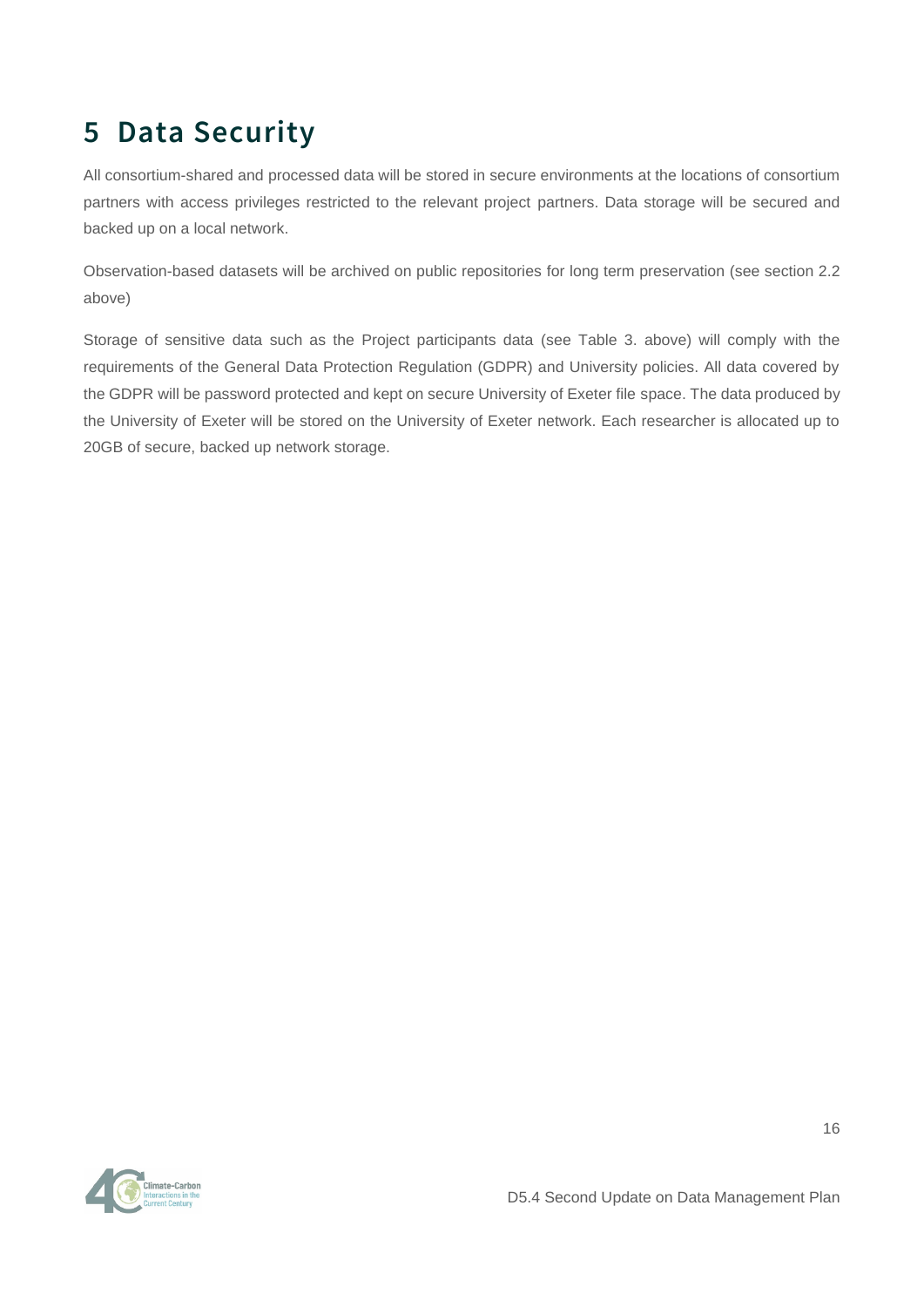# 5 Data Security

All consortium-shared and processed data will be stored in secure environments at the locations of consortium partners with access privileges restricted to the relevant project partners. Data storage will be secured and backed up on a local network.

Observation-based datasets will be archived on public repositories for long term preservation (see section 2.2 above)

Storage of sensitive data such as the Project participants data (see Table 3. above) will comply with the requirements of the General Data Protection Regulation (GDPR) and University policies. All data covered by the GDPR will be password protected and kept on secure University of Exeter file space. The data produced by the University of Exeter will be stored on the University of Exeter network. Each researcher is allocated up to 20GB of secure, backed up network storage.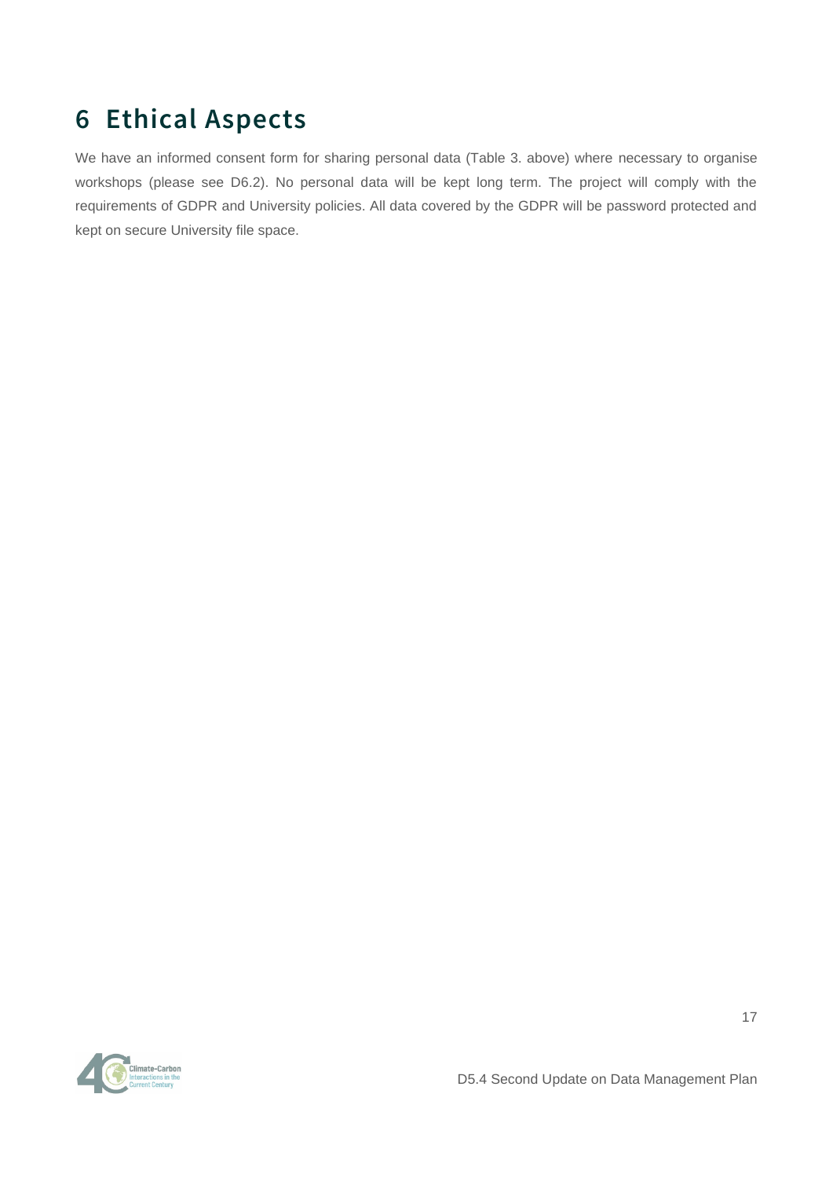# 6 Ethical Aspects

We have an informed consent form for sharing personal data (Table 3. above) where necessary to organise workshops (please see D6.2). No personal data will be kept long term. The project will comply with the requirements of GDPR and University policies. All data covered by the GDPR will be password protected and kept on secure University file space.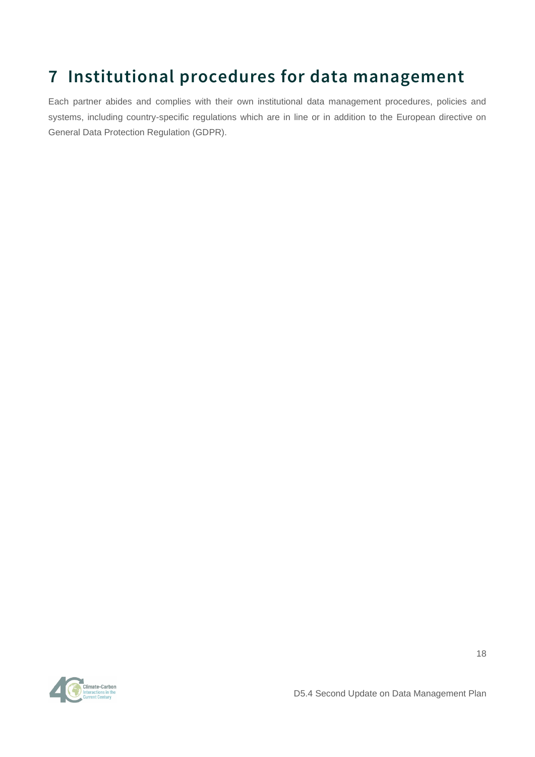# 7 Institutional procedures for data management

Each partner abides and complies with their own institutional data management procedures, policies and systems, including country-specific regulations which are in line or in addition to the European directive on General Data Protection Regulation (GDPR).